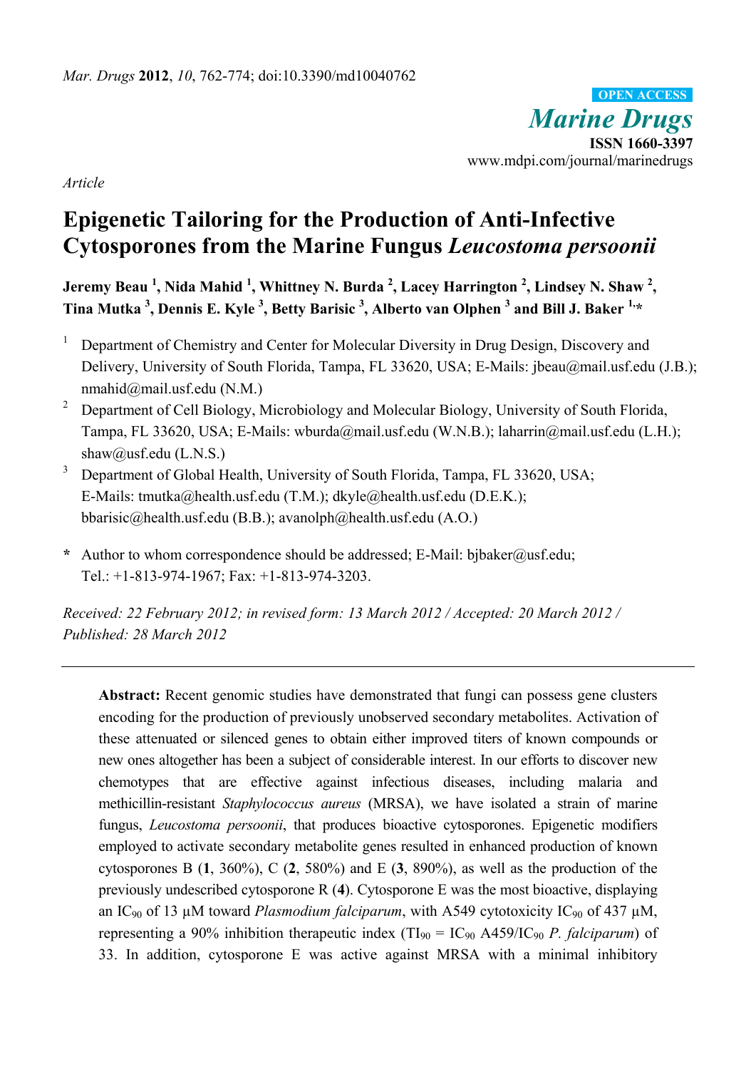*Article*

# Epigenetic Tailoring for the Production of Anti-Infective Cytosporones from the Marine Fungus *Leucostoma persoonii*

**Jeremy Beau [1], Nida Mahid [1], Whitney N. Burda [2], Lacey Harrington [2], Lindsey N. Shaw [2], Tina Mutka [3], Dennis E. Kyle [3], Betty Barisic [3], Alberto van Olphen [3] and Bill J. Baker [1,*]**

[1] Department of Chemistry and Center for Molecular Diversity in Drug Design, Discovery and Delivery, University of South Florida, Tampa, FL 33620, USA; E-Mails: jbeau@mail.usf.edu (J.B.); nmahid@mail.usf.edu (N.M.)

[2] Department of Cell Biology, Microbiology and Molecular Biology, University of South Florida, Tampa, FL 33620, USA; E-Mails: wburda@mail.usf.edu (W.N.B.); laharrin@mail.usf.edu (L.H.); shaw@usf.edu (L.N.S.)

[3] Department of Global Health, University of South Florida, Tampa, FL 33620, USA; E-Mails: tmutka@health.usf.edu (T.M.); dkyle@health.usf.edu (D.E.K.); bbarisic@health.usf.edu (B.B.); avanolph@health.usf.edu (A.O.)

[*] Author to whom correspondence should be addressed; E-Mail: bjbaker@usf.edu; Tel.: +1-813-974-1967; Fax: +1-813-974-3203.

*Received: 22 February 2012; in revised form: 13 March 2012 / Accepted: 20 March 2012 / Published: 28 March 2012*

---

**Abstract:** Recent genomic studies have demonstrated that fungi can possess gene clusters encoding for the production of previously unobserved secondary metabolites. Activation of these attenuated or silenced genes to obtain either improved titers of known compounds or new ones altogether has been a subject of considerable interest. In our efforts to discover new chemotypes that are effective against infectious diseases, including malaria and methicillin-resistant *Staphylococcus aureus* (MRSA), we have isolated a strain of marine fungus, *Leucostoma persoonii*, that produces bioactive cytosporones. Epigenetic modifiers employed to activate secondary metabolite genes resulted in enhanced production of known cytosporones B (**1**, 360%), C (**2**, 580%) and E (**3**, 890%), as well as the production of the previously undescribed cytosporone R (**4**). Cytosporone E was the most bioactive, displaying an $IC_{90}$ of 13 µM toward *Plasmodium falciparum*, with A549 cytotoxicity $IC_{90}$ of 437 µM, representing a 90% inhibition therapeutic index ($TI_{90} = IC_{90}$ A459/$IC_{90}$ *P. falciparum*) of 33. In addition, cytosporone E was active against MRSA with a minimal inhibitory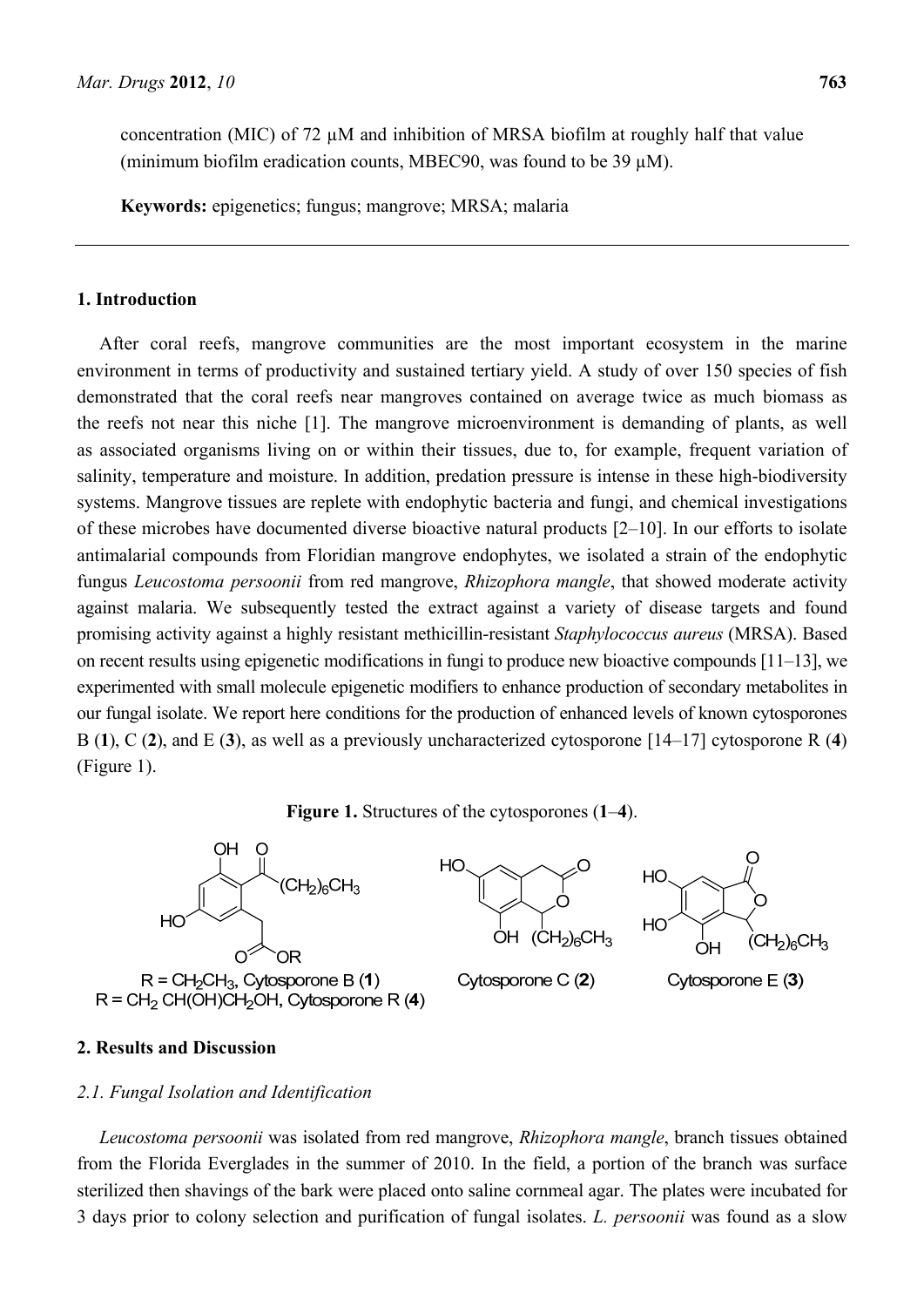concentration (MIC) of 72 µM and inhibition of MRSA biofilm at roughly half that value (minimum biofilm eradication counts, MBEC90, was found to be 39 µM).

**Keywords:** epigenetics; fungus; mangrove; MRSA; malaria

## 1. Introduction

After coral reefs, mangrove communities are the most important ecosystem in the marine environment in terms of productivity and sustained tertiary yield. A study of over 150 species of fish demonstrated that the coral reefs near mangroves contained on average twice as much biomass as the reefs not near this niche [1]. The mangrove microenvironment is demanding of plants, as well as associated organisms living on or within their tissues, due to, for example, frequent variation of salinity, temperature and moisture. In addition, predation pressure is intense in these high-biodiversity systems. Mangrove tissues are replete with endophytic bacteria and fungi, and chemical investigations of these microbes have documented diverse bioactive natural products [2–10]. In our efforts to isolate antimalarial compounds from Floridian mangrove endophytes, we isolated a strain of the endophytic fungus *Leucostoma persoonii* from red mangrove, *Rhizophora mangle*, that showed moderate activity against malaria. We subsequently tested the extract against a variety of disease targets and found promising activity against a highly resistant methicillin-resistant *Staphylococcus aureus* (MRSA). Based on recent results using epigenetic modifications in fungi to produce new bioactive compounds [11–13], we experimented with small molecule epigenetic modifiers to enhance production of secondary metabolites in our fungal isolate. We report here conditions for the production of enhanced levels of known cytosporones B (**1**), C (**2**), and E (**3**), as well as a previously uncharacterized cytosporone [14–17] cytosporone R (**4**) (Figure 1).

**Figure 1.** Structures of the cytosporones (**1**–**4**).

R = $CH_2CH_3$, Cytosporone B (**1**)
R = $CH_2CH(OH)CH_2OH$, Cytosporone R (**4**)

Cytosporone C (**2**)

Cytosporone E (**3**)

## 2. Results and Discussion

### 2.1. Fungal Isolation and Identification

*Leucostoma persoonii* was isolated from red mangrove, *Rhizophora mangle*, branch tissues obtained from the Florida Everglades in the summer of 2010. In the field, a portion of the branch was surface sterilized then shavings of the bark were placed onto saline cornmeal agar. The plates were incubated for 3 days prior to colony selection and purification of fungal isolates. *L. persoonii* was found as a slow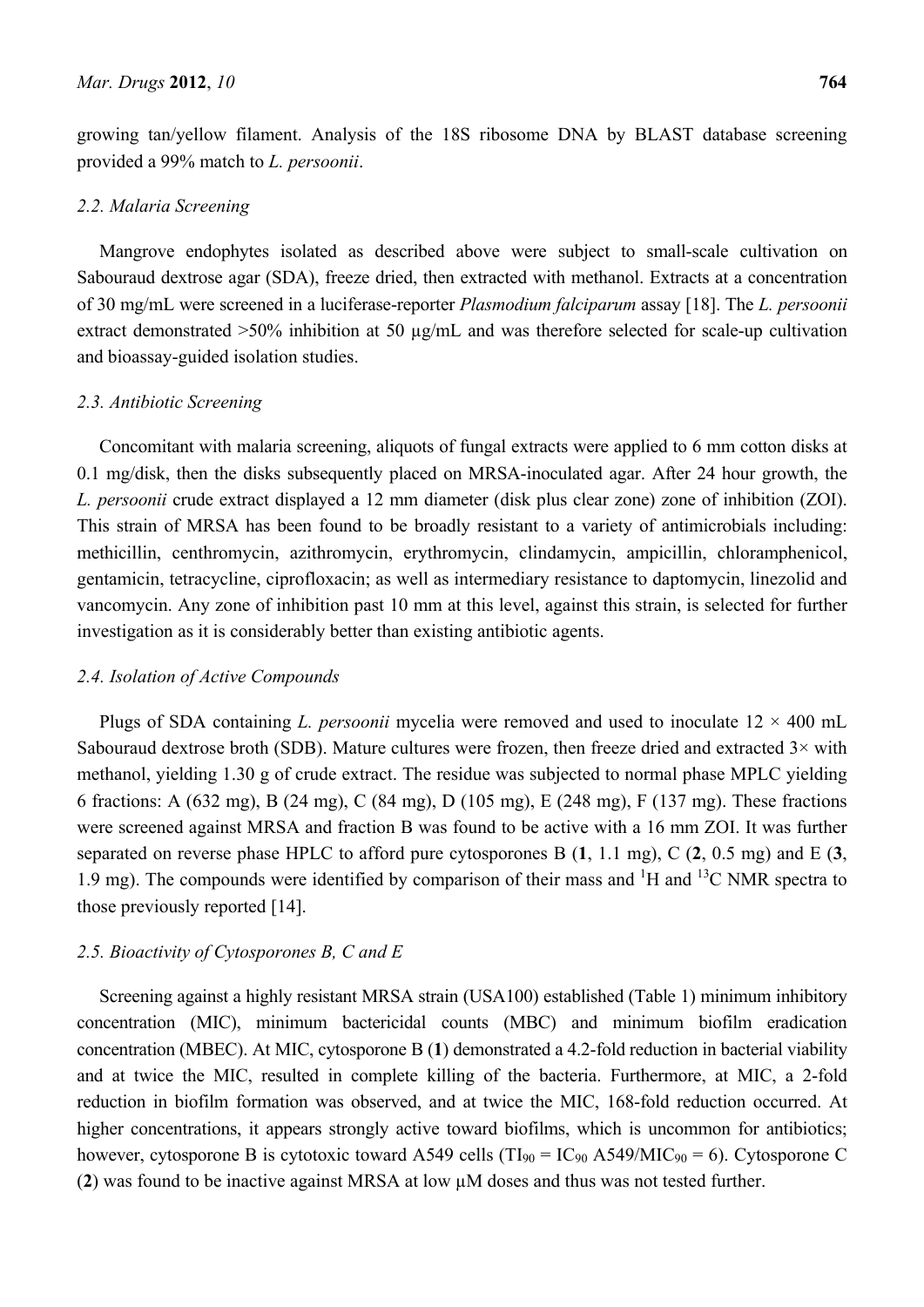growing tan/yellow filament. Analysis of the 18S ribosome DNA by BLAST database screening provided a 99% match to *L. persoonii*.

### 2.2. Malaria Screening

Mangrove endophytes isolated as described above were subject to small-scale cultivation on Sabouraud dextrose agar (SDA), freeze dried, then extracted with methanol. Extracts at a concentration of 30 mg/mL were screened in a luciferase-reporter *Plasmodium falciparum* assay [18]. The *L. persoonii* extract demonstrated >50% inhibition at 50 µg/mL and was therefore selected for scale-up cultivation and bioassay-guided isolation studies.

### 2.3. Antibiotic Screening

Concomitant with malaria screening, aliquots of fungal extracts were applied to 6 mm cotton disks at 0.1 mg/disk, then the disks subsequently placed on MRSA-inoculated agar. After 24 hour growth, the *L. persoonii* crude extract displayed a 12 mm diameter (disk plus clear zone) zone of inhibition (ZOI). This strain of MRSA has been found to be broadly resistant to a variety of antimicrobials including: methicillin, centhromycin, azithromycin, erythromycin, clindamycin, ampicillin, chloramphenicol, gentamicin, tetracycline, ciprofloxacin; as well as intermediary resistance to daptomycin, linezolid and vancomycin. Any zone of inhibition past 10 mm at this level, against this strain, is selected for further investigation as it is considerably better than existing antibiotic agents.

### 2.4. Isolation of Active Compounds

Plugs of SDA containing *L. persoonii* mycelia were removed and used to inoculate 12 × 400 mL Sabouraud dextrose broth (SDB). Mature cultures were frozen, then freeze dried and extracted 3× with methanol, yielding 1.30 g of crude extract. The residue was subjected to normal phase MPLC yielding 6 fractions: A (632 mg), B (24 mg), C (84 mg), D (105 mg), E (248 mg), F (137 mg). These fractions were screened against MRSA and fraction B was found to be active with a 16 mm ZOI. It was further separated on reverse phase HPLC to afford pure cytosporones B (**1**, 1.1 mg), C (**2**, 0.5 mg) and E (**3**, 1.9 mg). The compounds were identified by comparison of their mass and $^1$H and $^{13}$C NMR spectra to those previously reported [14].

### 2.5. Bioactivity of Cytosporones B, C and E

Screening against a highly resistant MRSA strain (USA100) established (Table 1) minimum inhibitory concentration (MIC), minimum bactericidal counts (MBC) and minimum biofilm eradication concentration (MBEC). At MIC, cytosporone B (**1**) demonstrated a 4.2-fold reduction in bacterial viability and at twice the MIC, resulted in complete killing of the bacteria. Furthermore, at MIC, a 2-fold reduction in biofilm formation was observed, and at twice the MIC, 168-fold reduction occurred. At higher concentrations, it appears strongly active toward biofilms, which is uncommon for antibiotics; however, cytosporone B is cytotoxic toward A549 cells ($TI_{90} = IC_{90}$ A549/$MIC_{90} = 6$). Cytosporone C (**2**) was found to be inactive against MRSA at low µM doses and thus was not tested further.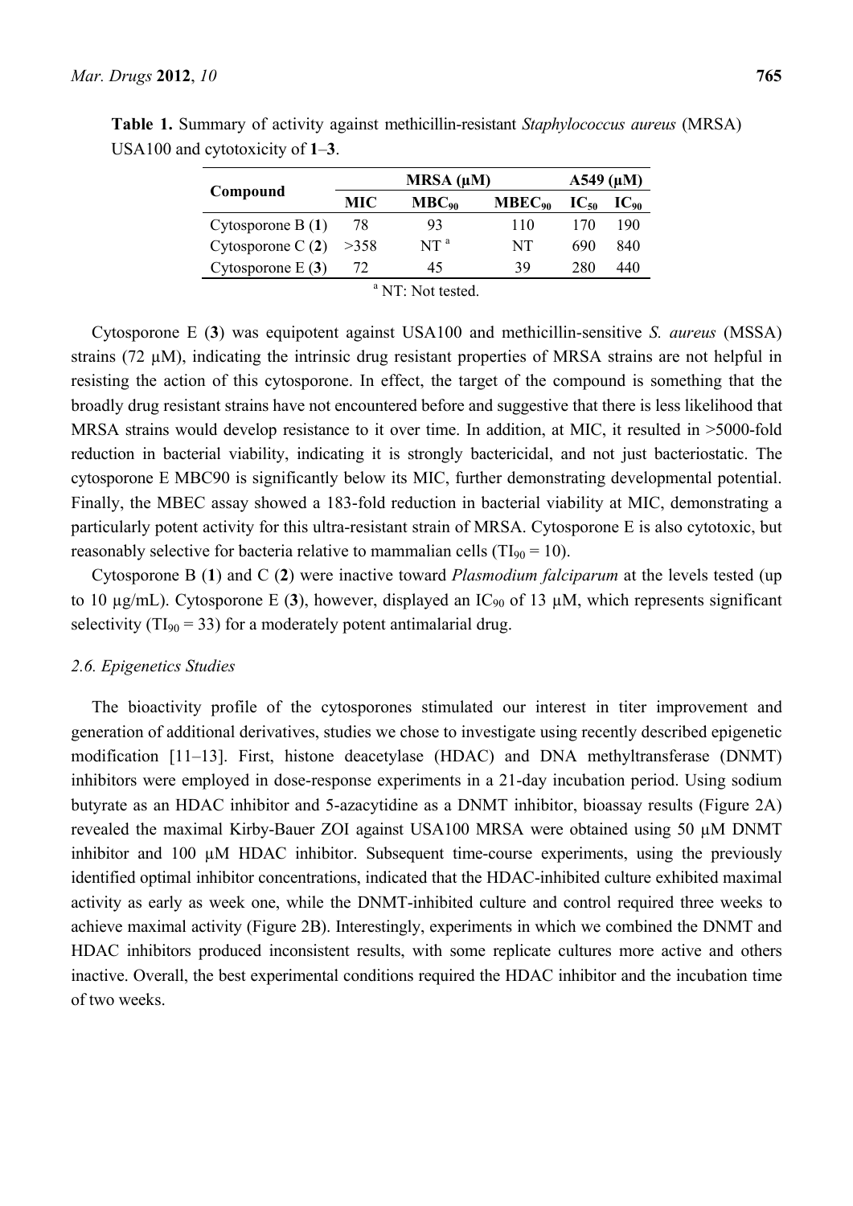**Table 1.** Summary of activity against methicillin-resistant *Staphylococcus aureus* (MRSA) USA100 and cytotoxicity of **1**–**3**.

| Compound | MRSA (µM) | | | A549 (µM) | |
|---|---|---|---|---|---|
| | MIC | $MBC_{90}$ | $MBEC_{90}$ | $IC_{50}$ | $IC_{90}$ |
| Cytosporone B (**1**) | 78 | 93 | 110 | 170 | 190 |
| Cytosporone C (**2**) | >358 | NT [a] | NT | 690 | 840 |
| Cytosporone E (**3**) | 72 | 45 | 39 | 280 | 440 |

[a] NT: Not tested.

Cytosporone E (**3**) was equipotent against USA100 and methicillin-sensitive *S. aureus* (MSSA) strains (72 µM), indicating the intrinsic drug resistant properties of MRSA strains are not helpful in resisting the action of this cytosporone. In effect, the target of the compound is something that the broadly drug resistant strains have not encountered before and suggestive that there is less likelihood that MRSA strains would develop resistance to it over time. In addition, at MIC, it resulted in >5000-fold reduction in bacterial viability, indicating it is strongly bactericidal, and not just bacteriostatic. The cytosporone E MBC90 is significantly below its MIC, further demonstrating developmental potential. Finally, the MBEC assay showed a 183-fold reduction in bacterial viability at MIC, demonstrating a particularly potent activity for this ultra-resistant strain of MRSA. Cytosporone E is also cytotoxic, but reasonably selective for bacteria relative to mammalian cells ($TI_{90} = 10$).

Cytosporone B (**1**) and C (**2**) were inactive toward *Plasmodium falciparum* at the levels tested (up to 10 µg/mL). Cytosporone E (**3**), however, displayed an $IC_{90}$ of 13 µM, which represents significant selectivity ($TI_{90} = 33$) for a moderately potent antimalarial drug.

### *2.6. Epigenetics Studies*

The bioactivity profile of the cytosporones stimulated our interest in titer improvement and generation of additional derivatives, studies we chose to investigate using recently described epigenetic modification [11–13]. First, histone deacetylase (HDAC) and DNA methyltransferase (DNMT) inhibitors were employed in dose-response experiments in a 21-day incubation period. Using sodium butyrate as an HDAC inhibitor and 5-azacytidine as a DNMT inhibitor, bioassay results (Figure 2A) revealed the maximal Kirby-Bauer ZOI against USA100 MRSA were obtained using 50 µM DNMT inhibitor and 100 µM HDAC inhibitor. Subsequent time-course experiments, using the previously identified optimal inhibitor concentrations, indicated that the HDAC-inhibited culture exhibited maximal activity as early as week one, while the DNMT-inhibited culture and control required three weeks to achieve maximal activity (Figure 2B). Interestingly, experiments in which we combined the DNMT and HDAC inhibitors produced inconsistent results, with some replicate cultures more active and others inactive. Overall, the best experimental conditions required the HDAC inhibitor and the incubation time of two weeks.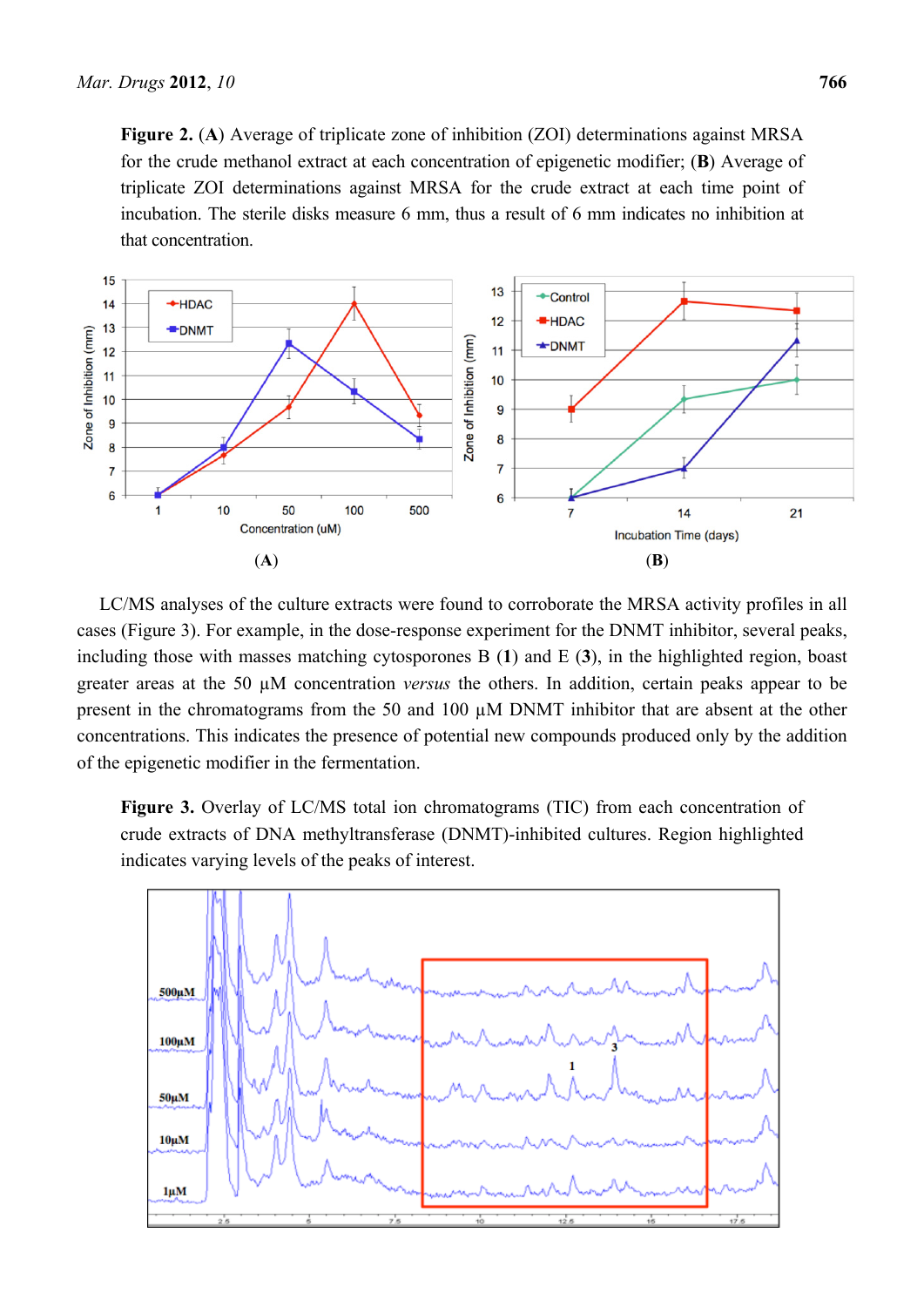**Figure 2.** (**A**) Average of triplicate zone of inhibition (ZOI) determinations against MRSA for the crude methanol extract at each concentration of epigenetic modifier; (**B**) Average of triplicate ZOI determinations against MRSA for the crude extract at each time point of incubation. The sterile disks measure 6 mm, thus a result of 6 mm indicates no inhibition at that concentration.

LC/MS analyses of the culture extracts were found to corroborate the MRSA activity profiles in all cases (Figure 3). For example, in the dose-response experiment for the DNMT inhibitor, several peaks, including those with masses matching cytosporones B (**1**) and E (**3**), in the highlighted region, boast greater areas at the 50 µM concentration *versus* the others. In addition, certain peaks appear to be present in the chromatograms from the 50 and 100 µM DNMT inhibitor that are absent at the other concentrations. This indicates the presence of potential new compounds produced only by the addition of the epigenetic modifier in the fermentation.

**Figure 3.** Overlay of LC/MS total ion chromatograms (TIC) from each concentration of crude extracts of DNA methyltransferase (DNMT)-inhibited cultures. Region highlighted indicates varying levels of the peaks of interest.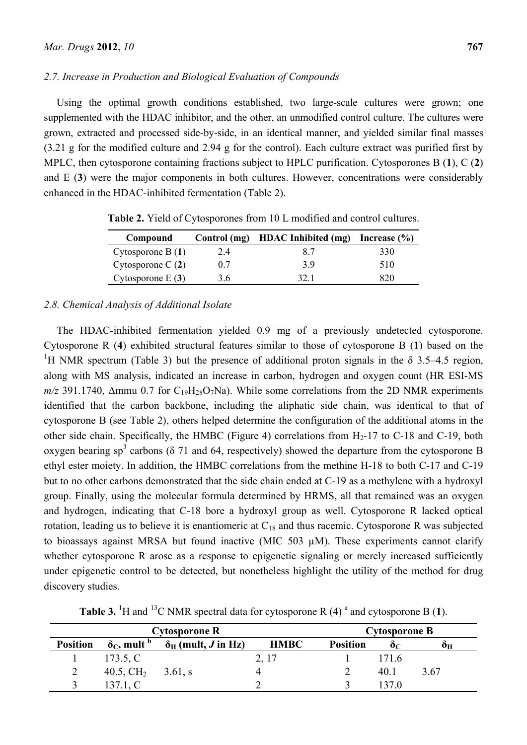### 2.7. Increase in Production and Biological Evaluation of Compounds

Using the optimal growth conditions established, two large-scale cultures were grown; one supplemented with the HDAC inhibitor, and the other, an unmodified control culture. The cultures were grown, extracted and processed side-by-side, in an identical manner, and yielded similar final masses (3.21 g for the modified culture and 2.94 g for the control). Each culture extract was purified first by MPLC, then cytosporone containing fractions subject to HPLC purification. Cytosporones B (**1**), C (**2**) and E (**3**) were the major components in both cultures. However, concentrations were considerably enhanced in the HDAC-inhibited fermentation (Table 2).

**Table 2.** Yield of Cytosporones from 10 L modified and control cultures.

| Compound | Control (mg) | HDAC Inhibited (mg) | Increase (%) |
|---|---|---|---|
| Cytosporone B (**1**) | 2.4 | 8.7 | 330 |
| Cytosporone C (**2**) | 0.7 | 3.9 | 510 |
| Cytosporone E (**3**) | 3.6 | 32.1 | 820 |

### 2.8. Chemical Analysis of Additional Isolate

The HDAC-inhibited fermentation yielded 0.9 mg of a previously undetected cytosporone. Cytosporone R (**4**) exhibited structural features similar to those of cytosporone B (**1**) based on the $^{1}$H NMR spectrum (Table 3) but the presence of additional proton signals in the δ 3.5–4.5 region, along with MS analysis, indicated an increase in carbon, hydrogen and oxygen count (HR ESI-MS *m/z* 391.1740, Δmmu 0.7 for $C_{19}H_{28}O_7Na$). While some correlations from the 2D NMR experiments identified that the carbon backbone, including the aliphatic side chain, was identical to that of cytosporone B (see Table 2), others helped determine the configuration of the additional atoms in the other side chain. Specifically, the HMBC (Figure 4) correlations from $H_2$-17 to C-18 and C-19, both oxygen bearing $sp^3$ carbons (δ 71 and 64, respectively) showed the departure from the cytosporone B ethyl ester moiety. In addition, the HMBC correlations from the methine H-18 to both C-17 and C-19 but to no other carbons demonstrated that the side chain ended at C-19 as a methylene with a hydroxyl group. Finally, using the molecular formula determined by HRMS, all that remained was an oxygen and hydrogen, indicating that C-18 bore a hydroxyl group as well. Cytosporone R lacked optical rotation, leading us to believe it is enantiomeric at $C_{18}$ and thus racemic. Cytosporone R was subjected to bioassays against MRSA but found inactive (MIC 503 μM). These experiments cannot clarify whether cytosporone R arose as a response to epigenetic signaling or merely increased sufficiently under epigenetic control to be detected, but nonetheless highlight the utility of the method for drug discovery studies.

**Table 3.** $^{1}$H and $^{13}$C NMR spectral data for cytosporone R (**4**) [a] and cytosporone B (**1**).

| Cytosporone R | | | | Cytosporone B | | |
|---|---|---|---|---|---|---|
| **Position** | **$\delta_C$, mult** [b] | **$\delta_H$ (mult, *J* in Hz)** | **HMBC** | **Position** | **$\delta_C$** | **$\delta_H$** |
| 1 | 173.5, C | | 2, 17 | 1 | 171.6 | |
| 2 | 40.5, $CH_2$ | 3.61, s | 4 | 2 | 40.1 | 3.67 |
| 3 | 137.1, C | | 2 | 3 | 137.0 | |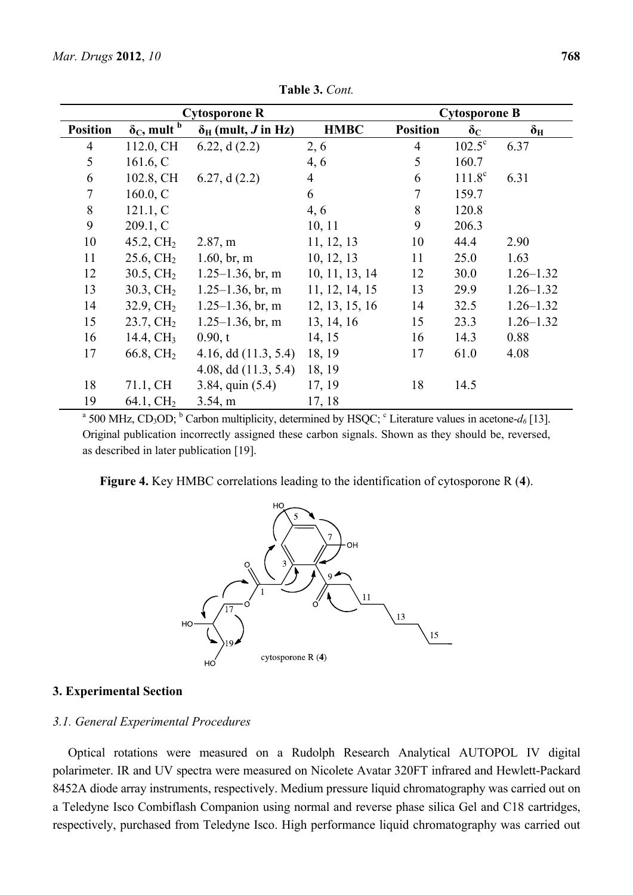**Table 3.** *Cont.*

| Cytosporone R | | | | Cytosporone B | | |
|---|---|---|---|---|---|---|
| **Position** | **$\delta_C$, mult** [b] | **$\delta_H$ (mult, *J* in Hz)** | **HMBC** | **Position** | **$\delta_C$** | **$\delta_H$** |
| 4 | 112.0, CH | 6.22, d (2.2) | 2, 6 | 4 | 102.5[c] | 6.37 |
| 5 | 161.6, C | | 4, 6 | 5 | 160.7 | |
| 6 | 102.8, CH | 6.27, d (2.2) | 4 | 6 | 111.8[c] | 6.31 |
| 7 | 160.0, C | | 6 | 7 | 159.7 | |
| 8 | 121.1, C | | 4, 6 | 8 | 120.8 | |
| 9 | 209.1, C | | 10, 11 | 9 | 206.3 | |
| 10 | 45.2, $CH_2$ | 2.87, m | 11, 12, 13 | 10 | 44.4 | 2.90 |
| 11 | 25.6, $CH_2$ | 1.60, br, m | 10, 12, 13 | 11 | 25.0 | 1.63 |
| 12 | 30.5, $CH_2$ | 1.25–1.36, br, m | 10, 11, 13, 14 | 12 | 30.0 | 1.26–1.32 |
| 13 | 30.3, $CH_2$ | 1.25–1.36, br, m | 11, 12, 14, 15 | 13 | 29.9 | 1.26–1.32 |
| 14 | 32.9, $CH_2$ | 1.25–1.36, br, m | 12, 13, 15, 16 | 14 | 32.5 | 1.26–1.32 |
| 15 | 23.7, $CH_2$ | 1.25–1.36, br, m | 13, 14, 16 | 15 | 23.3 | 1.26–1.32 |
| 16 | 14.4, $CH_3$ | 0.90, t | 14, 15 | 16 | 14.3 | 0.88 |
| 17 | 66.8, $CH_2$ | 4.16, dd (11.3, 5.4) | 18, 19 | 17 | 61.0 | 4.08 |
| | | 4.08, dd (11.3, 5.4) | 18, 19 | | | |
| 18 | 71.1, CH | 3.84, quin (5.4) | 17, 19 | 18 | 14.5 | |
| 19 | 64.1, $CH_2$ | 3.54, m | 17, 18 | | | |

[a] 500 MHz, $CD_3OD$; [b] Carbon multiplicity, determined by HSQC; [c] Literature values in acetone-$d_6$ [13]. Original publication incorrectly assigned these carbon signals. Shown as they should be, reversed, as described in later publication [19].

**Figure 4.** Key HMBC correlations leading to the identification of cytosporone R (**4**).

## 3. Experimental Section

### *3.1. General Experimental Procedures*

Optical rotations were measured on a Rudolph Research Analytical AUTOPOL IV digital polarimeter. IR and UV spectra were measured on Nicolete Avatar 320FT infrared and Hewlett-Packard 8452A diode array instruments, respectively. Medium pressure liquid chromatography was carried out on a Teledyne Isco Combiflash Companion using normal and reverse phase silica Gel and C18 cartridges, respectively, purchased from Teledyne Isco. High performance liquid chromatography was carried out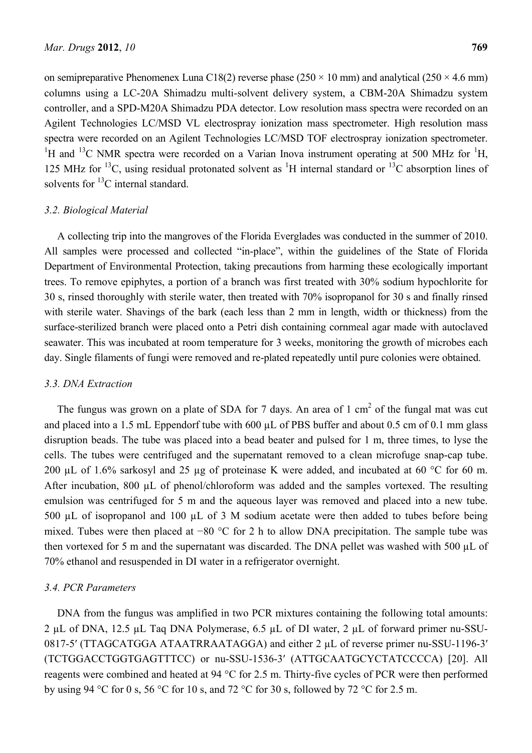on semipreparative Phenomenex Luna C18(2) reverse phase (250 × 10 mm) and analytical (250 × 4.6 mm) columns using a LC-20A Shimadzu multi-solvent delivery system, a CBM-20A Shimadzu system controller, and a SPD-M20A Shimadzu PDA detector. Low resolution mass spectra were recorded on an Agilent Technologies LC/MSD VL electrospray ionization mass spectrometer. High resolution mass spectra were recorded on an Agilent Technologies LC/MSD TOF electrospray ionization spectrometer. $^{1}$H and $^{13}$C NMR spectra were recorded on a Varian Inova instrument operating at 500 MHz for $^{1}$H, 125 MHz for $^{13}$C, using residual protonated solvent as $^{1}$H internal standard or $^{13}$C absorption lines of solvents for $^{13}$C internal standard.

### *3.2. Biological Material*

A collecting trip into the mangroves of the Florida Everglades was conducted in the summer of 2010. All samples were processed and collected "in-place", within the guidelines of the State of Florida Department of Environmental Protection, taking precautions from harming these ecologically important trees. To remove epiphytes, a portion of a branch was first treated with 30% sodium hypochlorite for 30 s, rinsed thoroughly with sterile water, then treated with 70% isopropanol for 30 s and finally rinsed with sterile water. Shavings of the bark (each less than 2 mm in length, width or thickness) from the surface-sterilized branch were placed onto a Petri dish containing cornmeal agar made with autoclaved seawater. This was incubated at room temperature for 3 weeks, monitoring the growth of microbes each day. Single filaments of fungi were removed and re-plated repeatedly until pure colonies were obtained.

### *3.3. DNA Extraction*

The fungus was grown on a plate of SDA for 7 days. An area of 1 cm$^2$ of the fungal mat was cut and placed into a 1.5 mL Eppendorf tube with 600 µL of PBS buffer and about 0.5 cm of 0.1 mm glass disruption beads. The tube was placed into a bead beater and pulsed for 1 m, three times, to lyse the cells. The tubes were centrifuged and the supernatant removed to a clean microfuge snap-cap tube. 200 µL of 1.6% sarkosyl and 25 µg of proteinase K were added, and incubated at 60 °C for 60 m. After incubation, 800 µL of phenol/chloroform was added and the samples vortexed. The resulting emulsion was centrifuged for 5 m and the aqueous layer was removed and placed into a new tube. 500 µL of isopropanol and 100 µL of 3 M sodium acetate were then added to tubes before being mixed. Tubes were then placed at −80 °C for 2 h to allow DNA precipitation. The sample tube was then vortexed for 5 m and the supernatant was discarded. The DNA pellet was washed with 500 µL of 70% ethanol and resuspended in DI water in a refrigerator overnight.

### *3.4. PCR Parameters*

DNA from the fungus was amplified in two PCR mixtures containing the following total amounts: 2 µL of DNA, 12.5 µL Taq DNA Polymerase, 6.5 µL of DI water, 2 µL of forward primer nu-SSU-0817-5′ (TTAGCATGGA ATAATRRAATAGGA) and either 2 µL of reverse primer nu-SSU-1196-3′ (TCTGGACCTGGTGAGTTTCC) or nu-SSU-1536-3′ (ATTGCAATGCYCTATCCCCA) [20]. All reagents were combined and heated at 94 °C for 2.5 m. Thirty-five cycles of PCR were then performed by using 94 °C for 0 s, 56 °C for 10 s, and 72 °C for 30 s, followed by 72 °C for 2.5 m.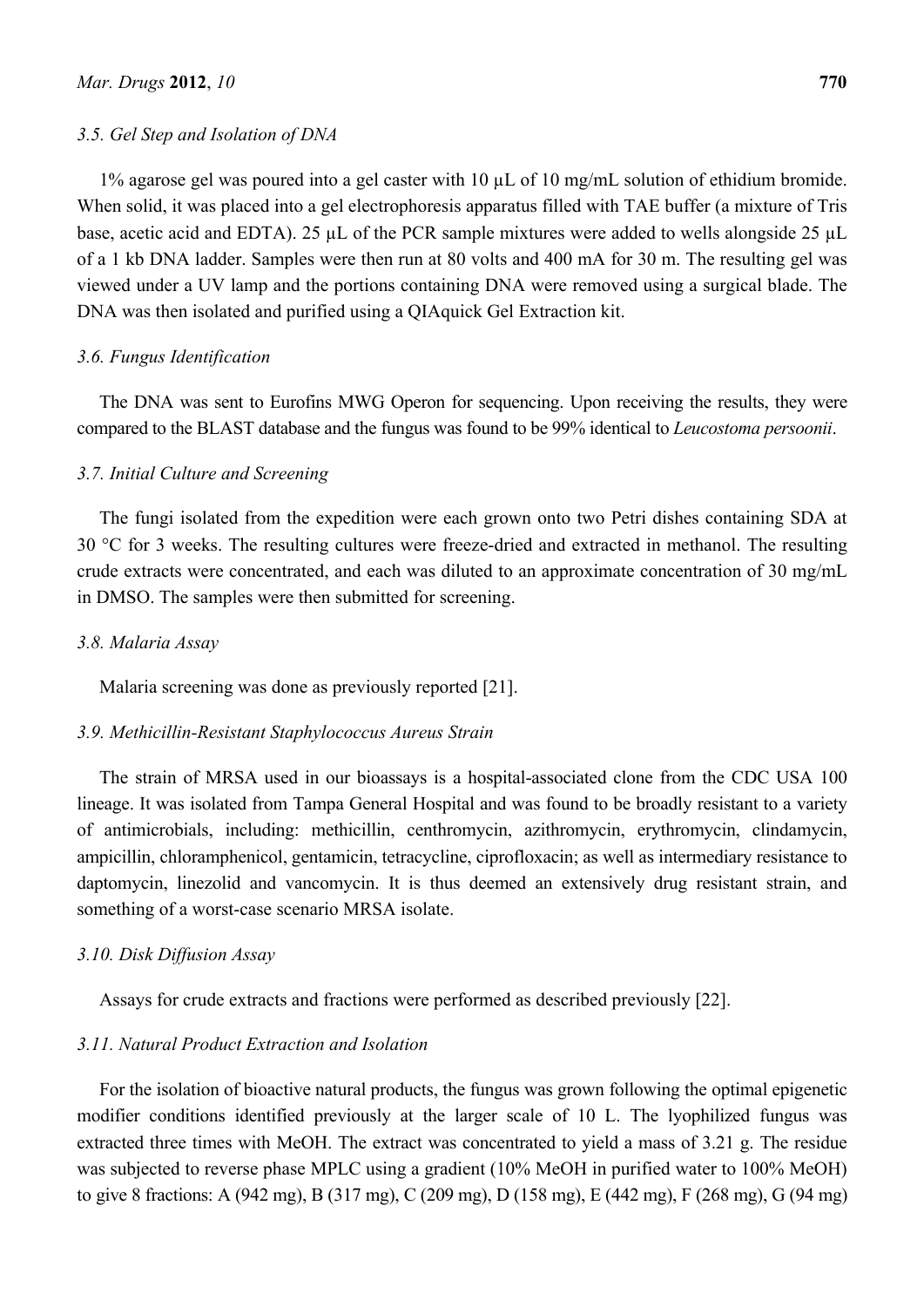### 3.5. Gel Step and Isolation of DNA

1% agarose gel was poured into a gel caster with 10 µL of 10 mg/mL solution of ethidium bromide. When solid, it was placed into a gel electrophoresis apparatus filled with TAE buffer (a mixture of Tris base, acetic acid and EDTA). 25 µL of the PCR sample mixtures were added to wells alongside 25 µL of a 1 kb DNA ladder. Samples were then run at 80 volts and 400 mA for 30 m. The resulting gel was viewed under a UV lamp and the portions containing DNA were removed using a surgical blade. The DNA was then isolated and purified using a QIAquick Gel Extraction kit.

### 3.6. Fungus Identification

The DNA was sent to Eurofins MWG Operon for sequencing. Upon receiving the results, they were compared to the BLAST database and the fungus was found to be 99% identical to *Leucostoma persoonii*.

### 3.7. Initial Culture and Screening

The fungi isolated from the expedition were each grown onto two Petri dishes containing SDA at 30 °C for 3 weeks. The resulting cultures were freeze-dried and extracted in methanol. The resulting crude extracts were concentrated, and each was diluted to an approximate concentration of 30 mg/mL in DMSO. The samples were then submitted for screening.

### 3.8. Malaria Assay

Malaria screening was done as previously reported [21].

### 3.9. Methicillin-Resistant Staphylococcus Aureus Strain

The strain of MRSA used in our bioassays is a hospital-associated clone from the CDC USA 100 lineage. It was isolated from Tampa General Hospital and was found to be broadly resistant to a variety of antimicrobials, including: methicillin, centhromycin, azithromycin, erythromycin, clindamycin, ampicillin, chloramphenicol, gentamicin, tetracycline, ciprofloxacin; as well as intermediary resistance to daptomycin, linezolid and vancomycin. It is thus deemed an extensively drug resistant strain, and something of a worst-case scenario MRSA isolate.

### 3.10. Disk Diffusion Assay

Assays for crude extracts and fractions were performed as described previously [22].

### 3.11. Natural Product Extraction and Isolation

For the isolation of bioactive natural products, the fungus was grown following the optimal epigenetic modifier conditions identified previously at the larger scale of 10 L. The lyophilized fungus was extracted three times with MeOH. The extract was concentrated to yield a mass of 3.21 g. The residue was subjected to reverse phase MPLC using a gradient (10% MeOH in purified water to 100% MeOH) to give 8 fractions: A (942 mg), B (317 mg), C (209 mg), D (158 mg), E (442 mg), F (268 mg), G (94 mg)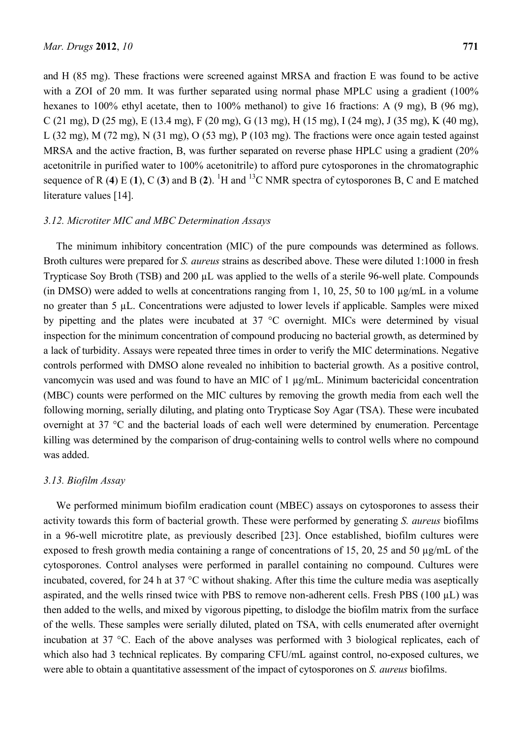and H (85 mg). These fractions were screened against MRSA and fraction E was found to be active with a ZOI of 20 mm. It was further separated using normal phase MPLC using a gradient (100% hexanes to 100% ethyl acetate, then to 100% methanol) to give 16 fractions: A (9 mg), B (96 mg), C (21 mg), D (25 mg), E (13.4 mg), F (20 mg), G (13 mg), H (15 mg), I (24 mg), J (35 mg), K (40 mg), L (32 mg), M (72 mg), N (31 mg), O (53 mg), P (103 mg). The fractions were once again tested against MRSA and the active fraction, B, was further separated on reverse phase HPLC using a gradient (20% acetonitrile in purified water to 100% acetonitrile) to afford pure cytosporones in the chromatographic sequence of R (**4**) E (**1**), C (**3**) and B (**2**). $^{1}$H and $^{13}$C NMR spectra of cytosporones B, C and E matched literature values [14].

### *3.12. Microtiter MIC and MBC Determination Assays*

The minimum inhibitory concentration (MIC) of the pure compounds was determined as follows. Broth cultures were prepared for *S. aureus* strains as described above. These were diluted 1:1000 in fresh Trypticase Soy Broth (TSB) and 200 µL was applied to the wells of a sterile 96-well plate. Compounds (in DMSO) were added to wells at concentrations ranging from 1, 10, 25, 50 to 100 µg/mL in a volume no greater than 5 µL. Concentrations were adjusted to lower levels if applicable. Samples were mixed by pipetting and the plates were incubated at 37 °C overnight. MICs were determined by visual inspection for the minimum concentration of compound producing no bacterial growth, as determined by a lack of turbidity. Assays were repeated three times in order to verify the MIC determinations. Negative controls performed with DMSO alone revealed no inhibition to bacterial growth. As a positive control, vancomycin was used and was found to have an MIC of 1 µg/mL. Minimum bactericidal concentration (MBC) counts were performed on the MIC cultures by removing the growth media from each well the following morning, serially diluting, and plating onto Trypticase Soy Agar (TSA). These were incubated overnight at 37 °C and the bacterial loads of each well were determined by enumeration. Percentage killing was determined by the comparison of drug-containing wells to control wells where no compound was added.

### *3.13. Biofilm Assay*

We performed minimum biofilm eradication count (MBEC) assays on cytosporones to assess their activity towards this form of bacterial growth. These were performed by generating *S. aureus* biofilms in a 96-well microtitre plate, as previously described [23]. Once established, biofilm cultures were exposed to fresh growth media containing a range of concentrations of 15, 20, 25 and 50 µg/mL of the cytosporones. Control analyses were performed in parallel containing no compound. Cultures were incubated, covered, for 24 h at 37 °C without shaking. After this time the culture media was aseptically aspirated, and the wells rinsed twice with PBS to remove non-adherent cells. Fresh PBS (100 µL) was then added to the wells, and mixed by vigorous pipetting, to dislodge the biofilm matrix from the surface of the wells. These samples were serially diluted, plated on TSA, with cells enumerated after overnight incubation at 37 °C. Each of the above analyses was performed with 3 biological replicates, each of which also had 3 technical replicates. By comparing CFU/mL against control, no-exposed cultures, we were able to obtain a quantitative assessment of the impact of cytosporones on *S. aureus* biofilms.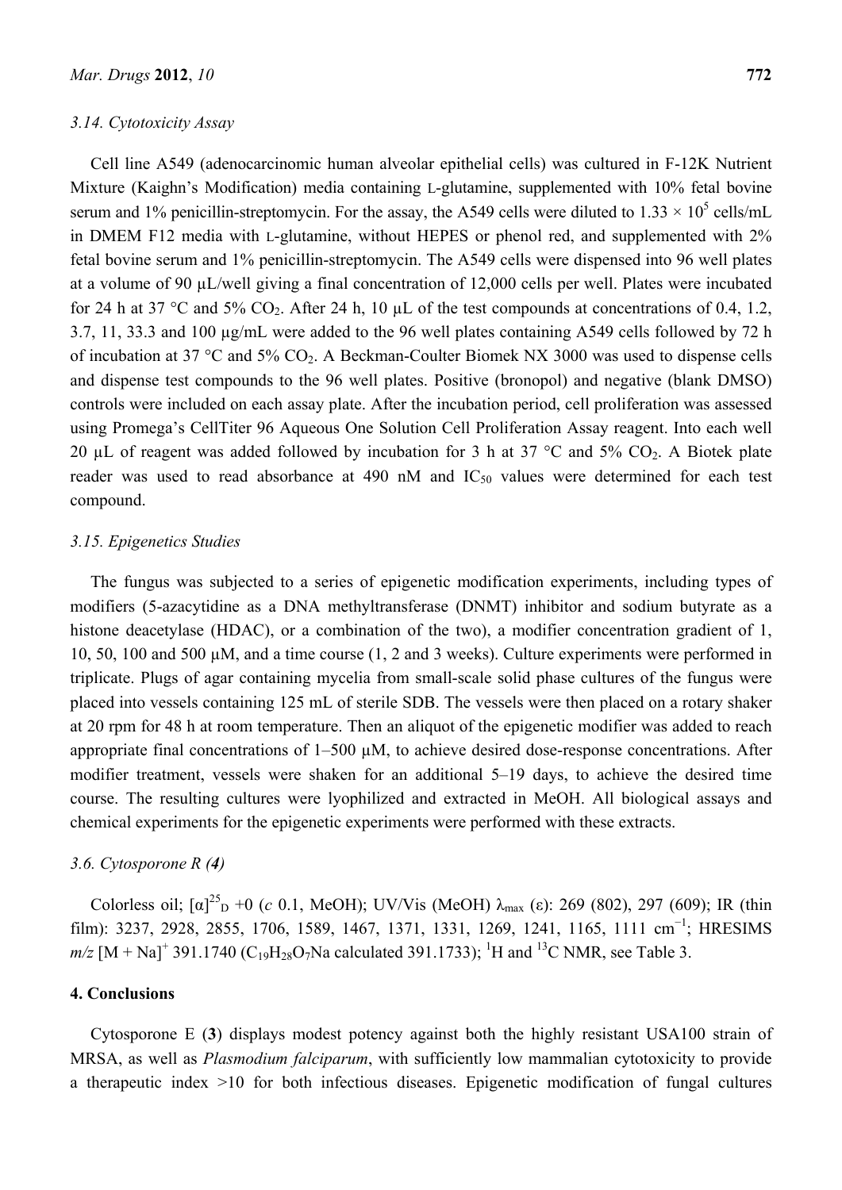### 3.14. Cytotoxicity Assay

Cell line A549 (adenocarcinomic human alveolar epithelial cells) was cultured in F-12K Nutrient Mixture (Kaighn's Modification) media containing L-glutamine, supplemented with 10% fetal bovine serum and 1% penicillin-streptomycin. For the assay, the A549 cells were diluted to $1.33 \times 10^5$ cells/mL in DMEM F12 media with L-glutamine, without HEPES or phenol red, and supplemented with 2% fetal bovine serum and 1% penicillin-streptomycin. The A549 cells were dispensed into 96 well plates at a volume of 90 µL/well giving a final concentration of 12,000 cells per well. Plates were incubated for 24 h at 37 °C and 5% $CO_2$. After 24 h, 10 µL of the test compounds at concentrations of 0.4, 1.2, 3.7, 11, 33.3 and 100 µg/mL were added to the 96 well plates containing A549 cells followed by 72 h of incubation at 37 °C and 5% $CO_2$. A Beckman-Coulter Biomek NX 3000 was used to dispense cells and dispense test compounds to the 96 well plates. Positive (bronopol) and negative (blank DMSO) controls were included on each assay plate. After the incubation period, cell proliferation was assessed using Promega's CellTiter 96 Aqueous One Solution Cell Proliferation Assay reagent. Into each well 20 µL of reagent was added followed by incubation for 3 h at 37 °C and 5% $CO_2$. A Biotek plate reader was used to read absorbance at 490 nM and $IC_{50}$ values were determined for each test compound.

### 3.15. Epigenetics Studies

The fungus was subjected to a series of epigenetic modification experiments, including types of modifiers (5-azacytidine as a DNA methyltransferase (DNMT) inhibitor and sodium butyrate as a histone deacetylase (HDAC), or a combination of the two), a modifier concentration gradient of 1, 10, 50, 100 and 500 µM, and a time course (1, 2 and 3 weeks). Culture experiments were performed in triplicate. Plugs of agar containing mycelia from small-scale solid phase cultures of the fungus were placed into vessels containing 125 mL of sterile SDB. The vessels were then placed on a rotary shaker at 20 rpm for 48 h at room temperature. Then an aliquot of the epigenetic modifier was added to reach appropriate final concentrations of 1–500 µM, to achieve desired dose-response concentrations. After modifier treatment, vessels were shaken for an additional 5–19 days, to achieve the desired time course. The resulting cultures were lyophilized and extracted in MeOH. All biological assays and chemical experiments for the epigenetic experiments were performed with these extracts.

### 3.6. Cytosporone R (*4*)

Colorless oil; $[\alpha]^{25}_{D}$ +0 (*c* 0.1, MeOH); UV/Vis (MeOH) $\lambda_{max}$ (ε): 269 (802), 297 (609); IR (thin film): 3237, 2928, 2855, 1706, 1589, 1467, 1371, 1331, 1269, 1241, 1165, 1111 $cm^{-1}$; HRESIMS *m/z* $[M + Na]^+$ 391.1740 ($C_{19}H_{28}O_7Na$ calculated 391.1733); $^1H$ and $^{13}C$ NMR, see Table 3.

## 4. Conclusions

Cytosporone E (**3**) displays modest potency against both the highly resistant USA100 strain of MRSA, as well as *Plasmodium falciparum*, with sufficiently low mammalian cytotoxicity to provide a therapeutic index >10 for both infectious diseases. Epigenetic modification of fungal cultures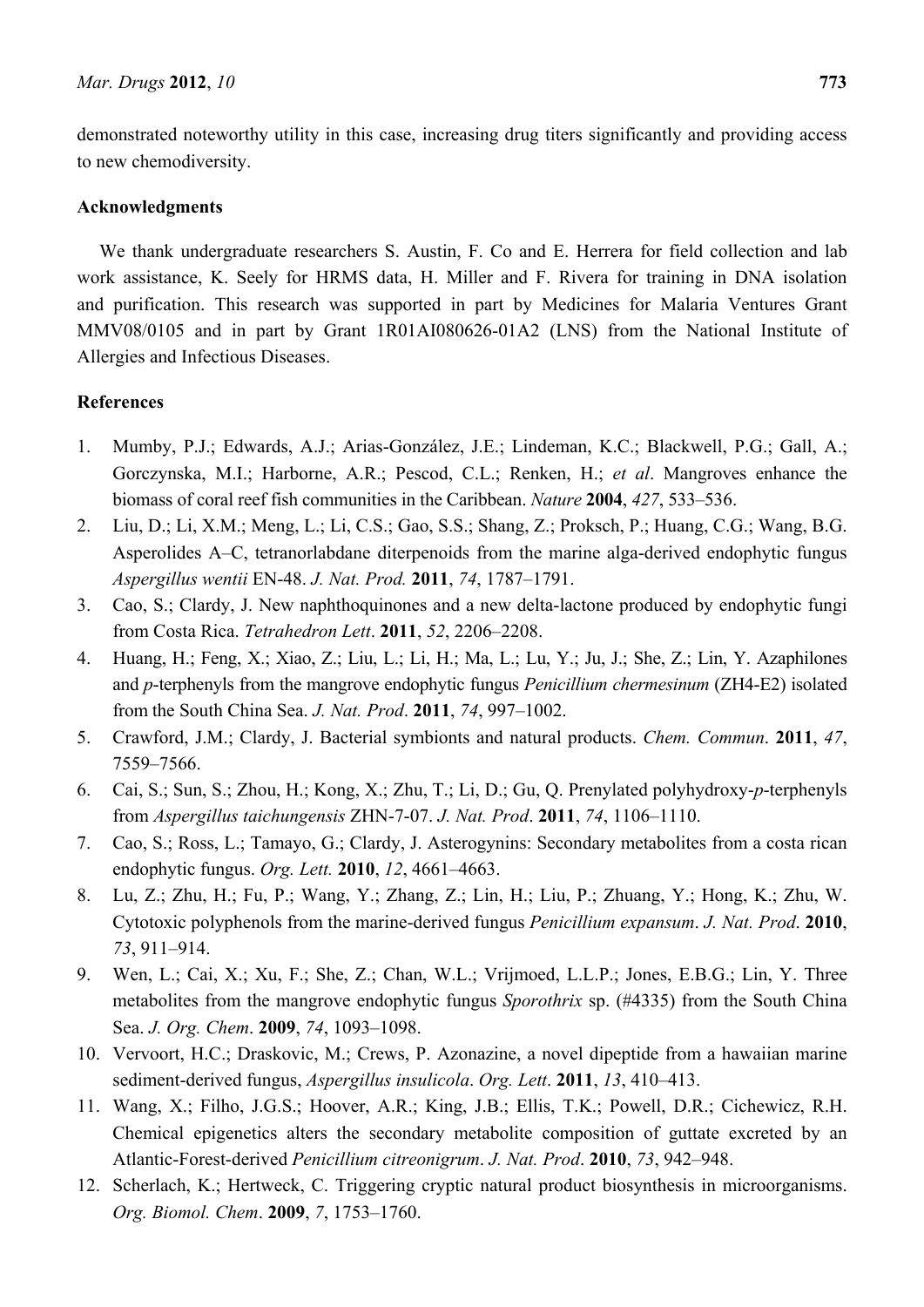demonstrated noteworthy utility in this case, increasing drug titers significantly and providing access to new chemodiversity.

## Acknowledgments

We thank undergraduate researchers S. Austin, F. Co and E. Herrera for field collection and lab work assistance, K. Seely for HRMS data, H. Miller and F. Rivera for training in DNA isolation and purification. This research was supported in part by Medicines for Malaria Ventures Grant MMV08/0105 and in part by Grant 1R01AI080626-01A2 (LNS) from the National Institute of Allergies and Infectious Diseases.

## References

1. Mumby, P.J.; Edwards, A.J.; Arias-González, J.E.; Lindeman, K.C.; Blackwell, P.G.; Gall, A.; Gorczynska, M.I.; Harborne, A.R.; Pescod, C.L.; Renken, H.; *et al*. Mangroves enhance the biomass of coral reef fish communities in the Caribbean. *Nature* **2004**, *427*, 533–536.
2. Liu, D.; Li, X.M.; Meng, L.; Li, C.S.; Gao, S.S.; Shang, Z.; Proksch, P.; Huang, C.G.; Wang, B.G. Asperolides A–C, tetranorlabdane diterpenoids from the marine alga-derived endophytic fungus *Aspergillus wentii* EN-48. *J. Nat. Prod.* **2011**, *74*, 1787–1791.
3. Cao, S.; Clardy, J. New naphthoquinones and a new delta-lactone produced by endophytic fungi from Costa Rica. *Tetrahedron Lett*. **2011**, *52*, 2206–2208.
4. Huang, H.; Feng, X.; Xiao, Z.; Liu, L.; Li, H.; Ma, L.; Lu, Y.; Ju, J.; She, Z.; Lin, Y. Azaphilones and *p*-terphenyls from the mangrove endophytic fungus *Penicillium chermesinum* (ZH4-E2) isolated from the South China Sea. *J. Nat. Prod*. **2011**, *74*, 997–1002.
5. Crawford, J.M.; Clardy, J. Bacterial symbionts and natural products. *Chem. Commun*. **2011**, *47*, 7559–7566.
6. Cai, S.; Sun, S.; Zhou, H.; Kong, X.; Zhu, T.; Li, D.; Gu, Q. Prenylated polyhydroxy-*p*-terphenyls from *Aspergillus taichungensis* ZHN-7-07. *J. Nat. Prod*. **2011**, *74*, 1106–1110.
7. Cao, S.; Ross, L.; Tamayo, G.; Clardy, J. Asterogynins: Secondary metabolites from a costa rican endophytic fungus. *Org. Lett.* **2010**, *12*, 4661–4663.
8. Lu, Z.; Zhu, H.; Fu, P.; Wang, Y.; Zhang, Z.; Lin, H.; Liu, P.; Zhuang, Y.; Hong, K.; Zhu, W. Cytotoxic polyphenols from the marine-derived fungus *Penicillium expansum*. *J. Nat. Prod*. **2010**, *73*, 911–914.
9. Wen, L.; Cai, X.; Xu, F.; She, Z.; Chan, W.L.; Vrijmoed, L.L.P.; Jones, E.B.G.; Lin, Y. Three metabolites from the mangrove endophytic fungus *Sporothrix* sp. (#4335) from the South China Sea. *J. Org. Chem*. **2009**, *74*, 1093–1098.
10. Vervoort, H.C.; Draskovic, M.; Crews, P. Azonazine, a novel dipeptide from a hawaiian marine sediment-derived fungus, *Aspergillus insulicola*. *Org. Lett*. **2011**, *13*, 410–413.
11. Wang, X.; Filho, J.G.S.; Hoover, A.R.; King, J.B.; Ellis, T.K.; Powell, D.R.; Cichewicz, R.H. Chemical epigenetics alters the secondary metabolite composition of guttate excreted by an Atlantic-Forest-derived *Penicillium citreonigrum*. *J. Nat. Prod*. **2010**, *73*, 942–948.
12. Scherlach, K.; Hertweck, C. Triggering cryptic natural product biosynthesis in microorganisms. *Org. Biomol. Chem*. **2009**, *7*, 1753–1760.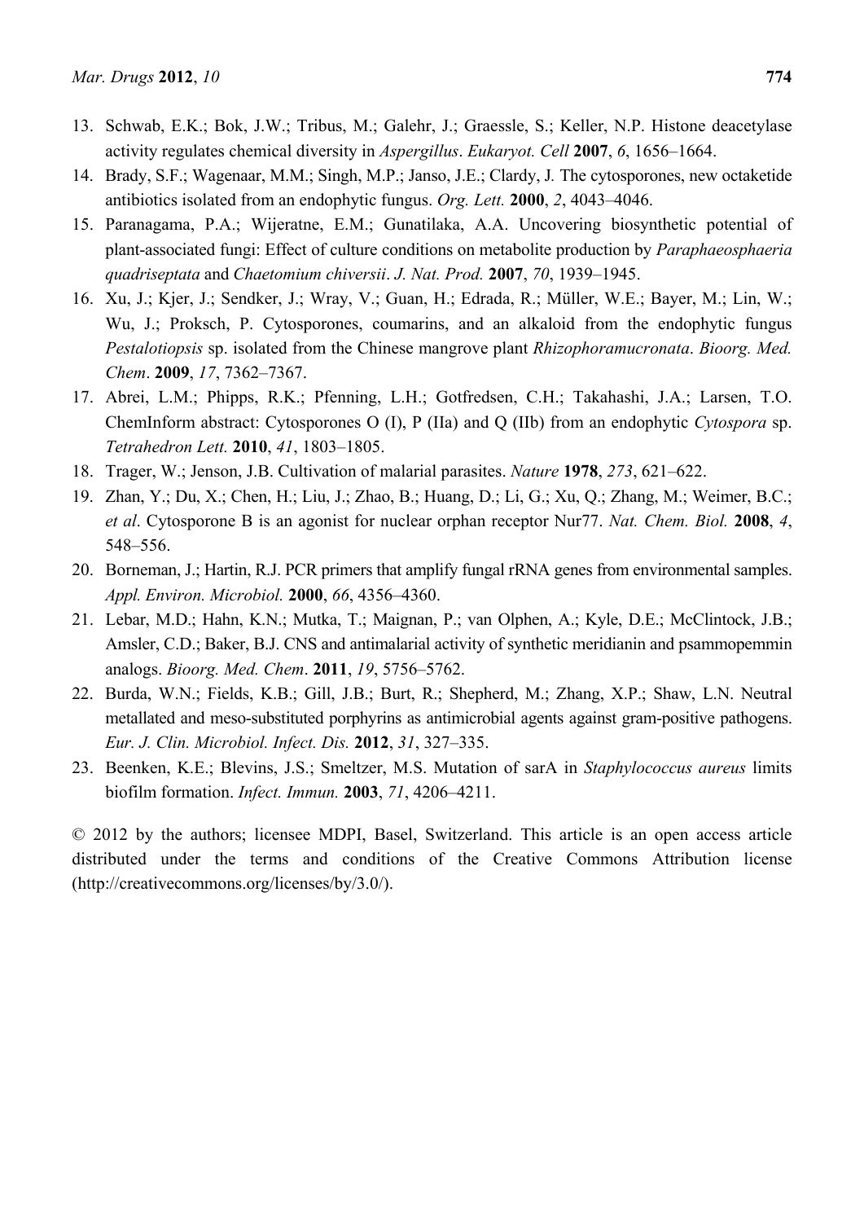13. Schwab, E.K.; Bok, J.W.; Tribus, M.; Galehr, J.; Graessle, S.; Keller, N.P. Histone deacetylase activity regulates chemical diversity in *Aspergillus*. *Eukaryot. Cell* **2007**, *6*, 1656–1664.
14. Brady, S.F.; Wagenaar, M.M.; Singh, M.P.; Janso, J.E.; Clardy, J. The cytosporones, new octaketide antibiotics isolated from an endophytic fungus. *Org. Lett.* **2000**, *2*, 4043–4046.
15. Paranagama, P.A.; Wijeratne, E.M.; Gunatilaka, A.A. Uncovering biosynthetic potential of plant-associated fungi: Effect of culture conditions on metabolite production by *Paraphaeosphaeria quadriseptata* and *Chaetomium chiversii*. *J. Nat. Prod.* **2007**, *70*, 1939–1945.
16. Xu, J.; Kjer, J.; Sendker, J.; Wray, V.; Guan, H.; Edrada, R.; Müller, W.E.; Bayer, M.; Lin, W.; Wu, J.; Proksch, P. Cytosporones, coumarins, and an alkaloid from the endophytic fungus *Pestalotiopsis* sp. isolated from the Chinese mangrove plant *Rhizophoramucronata*. *Bioorg. Med. Chem*. **2009**, *17*, 7362–7367.
17. Abrei, L.M.; Phipps, R.K.; Pfenning, L.H.; Gotfredsen, C.H.; Takahashi, J.A.; Larsen, T.O. ChemInform abstract: Cytosporones O (I), P (IIa) and Q (IIb) from an endophytic *Cytospora* sp. *Tetrahedron Lett.* **2010**, *41*, 1803–1805.
18. Trager, W.; Jenson, J.B. Cultivation of malarial parasites. *Nature* **1978**, *273*, 621–622.
19. Zhan, Y.; Du, X.; Chen, H.; Liu, J.; Zhao, B.; Huang, D.; Li, G.; Xu, Q.; Zhang, M.; Weimer, B.C.; *et al*. Cytosporone B is an agonist for nuclear orphan receptor Nur77. *Nat. Chem. Biol.* **2008**, *4*, 548–556.
20. Borneman, J.; Hartin, R.J. PCR primers that amplify fungal rRNA genes from environmental samples. *Appl. Environ. Microbiol.* **2000**, *66*, 4356–4360.
21. Lebar, M.D.; Hahn, K.N.; Mutka, T.; Maignan, P.; van Olphen, A.; Kyle, D.E.; McClintock, J.B.; Amsler, C.D.; Baker, B.J. CNS and antimalarial activity of synthetic meridianin and psammopemmin analogs. *Bioorg. Med. Chem*. **2011**, *19*, 5756–5762.
22. Burda, W.N.; Fields, K.B.; Gill, J.B.; Burt, R.; Shepherd, M.; Zhang, X.P.; Shaw, L.N. Neutral metallated and meso-substituted porphyrins as antimicrobial agents against gram-positive pathogens. *Eur. J. Clin. Microbiol. Infect. Dis.* **2012**, *31*, 327–335.
23. Beenken, K.E.; Blevins, J.S.; Smeltzer, M.S. Mutation of sarA in *Staphylococcus aureus* limits biofilm formation. *Infect. Immun.* **2003**, *71*, 4206–4211.

© 2012 by the authors; licensee MDPI, Basel, Switzerland. This article is an open access article distributed under the terms and conditions of the Creative Commons Attribution license (http://creativecommons.org/licenses/by/3.0/).